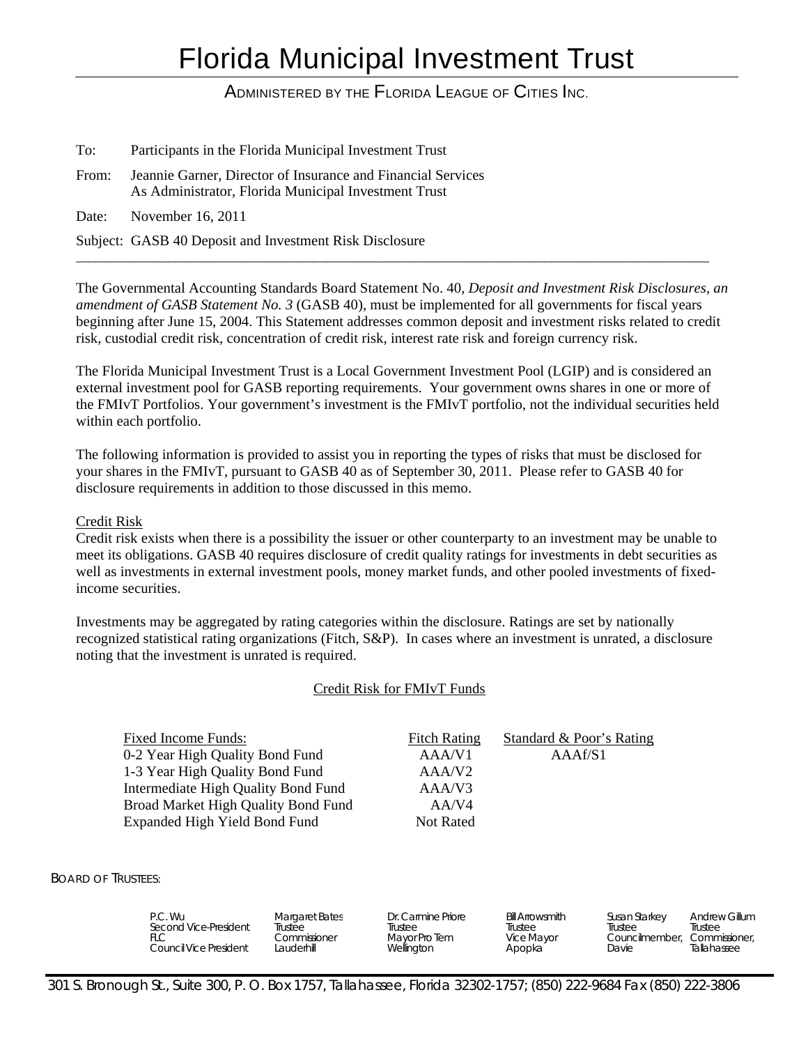# Florida Municipal Investment Trust

ADMINISTERED BY THE FLORIDA LEAGUE OF CITIES INC.

To: Participants in the Florida Municipal Investment Trust

From: Jeannie Garner, Director of Insurance and Financial Services
As Administrator, Florida Municipal Investment Trust

Date: November 16, 2011

Subject: GASB 40 Deposit and Investment Risk Disclosure

---

The Governmental Accounting Standards Board Statement No. 40, *Deposit and Investment Risk Disclosures, an amendment of GASB Statement No. 3* (GASB 40), must be implemented for all governments for fiscal years beginning after June 15, 2004. This Statement addresses common deposit and investment risks related to credit risk, custodial credit risk, concentration of credit risk, interest rate risk and foreign currency risk.

The Florida Municipal Investment Trust is a Local Government Investment Pool (LGIP) and is considered an external investment pool for GASB reporting requirements. Your government owns shares in one or more of the FMIvT Portfolios. Your government's investment is the FMIvT portfolio, not the individual securities held within each portfolio.

The following information is provided to assist you in reporting the types of risks that must be disclosed for your shares in the FMIvT, pursuant to GASB 40 as of September 30, 2011. Please refer to GASB 40 for disclosure requirements in addition to those discussed in this memo.

Credit Risk

Credit risk exists when there is a possibility the issuer or other counterparty to an investment may be unable to meet its obligations. GASB 40 requires disclosure of credit quality ratings for investments in debt securities as well as investments in external investment pools, money market funds, and other pooled investments of fixed-income securities.

Investments may be aggregated by rating categories within the disclosure. Ratings are set by nationally recognized statistical rating organizations (Fitch, S&P). In cases where an investment is unrated, a disclosure noting that the investment is unrated is required.

Credit Risk for FMIvT Funds

| Fixed Income Funds: | Fitch Rating | Standard & Poor's Rating |
|---|---|---|
| 0-2 Year High Quality Bond Fund | AAA/V1 | AAAf/S1 |
| 1-3 Year High Quality Bond Fund | AAA/V2 | |
| Intermediate High Quality Bond Fund | AAA/V3 | |
| Broad Market High Quality Bond Fund | AA/V4 | |
| Expanded High Yield Bond Fund | Not Rated | |

BOARD OF TRUSTEES:

| | | | | | |
|---|---|---|---|---|---|
| P.C. Wu<br>Second Vice-President<br>FLC<br>Council Vice President | Margaret Bates<br>Trustee<br>Commissioner<br>Lauderhill | Dr. Carmine Priore<br>Trustee<br>Mayor Pro Tem<br>Wellington | Bill Arrowsmith<br>Trustee<br>Vice Mayor<br>Apopka | Susan Starkey<br>Trustee<br>Councilmember,<br>Davie | Andrew Gillum<br>Trustee<br>Commissioner,<br>Tallahassee |

301 S. Bronough St., Suite 300, P. O. Box 1757, Tallahassee, Florida 32302-1757; (850) 222-9684 Fax (850) 222-3806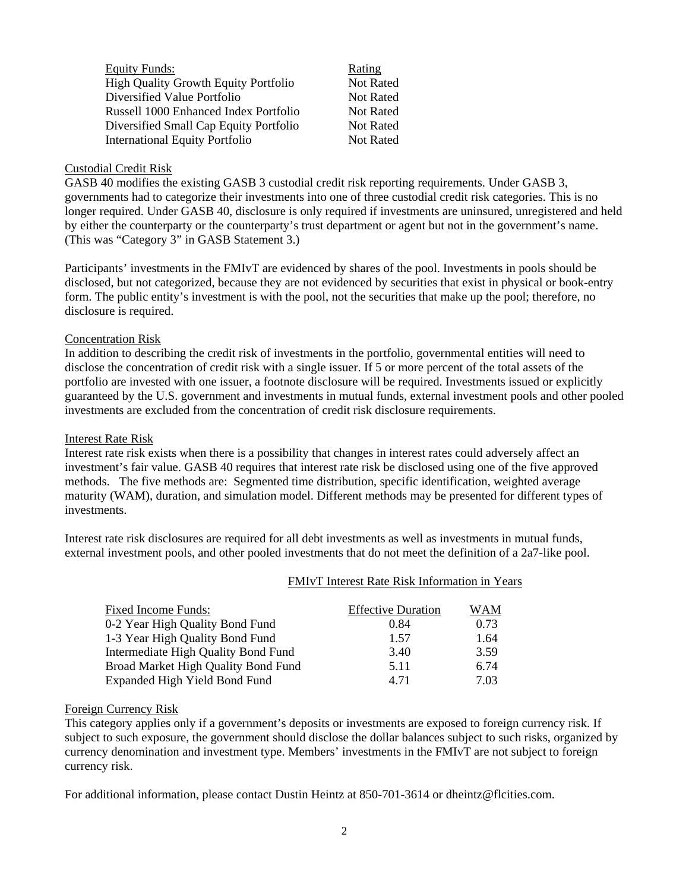| Equity Funds: | Rating |
|---|---|
| High Quality Growth Equity Portfolio | Not Rated |
| Diversified Value Portfolio | Not Rated |
| Russell 1000 Enhanced Index Portfolio | Not Rated |
| Diversified Small Cap Equity Portfolio | Not Rated |
| International Equity Portfolio | Not Rated |

Custodial Credit Risk

GASB 40 modifies the existing GASB 3 custodial credit risk reporting requirements. Under GASB 3, governments had to categorize their investments into one of three custodial credit risk categories. This is no longer required. Under GASB 40, disclosure is only required if investments are uninsured, unregistered and held by either the counterparty or the counterparty's trust department or agent but not in the government's name. (This was "Category 3" in GASB Statement 3.)

Participants' investments in the FMIvT are evidenced by shares of the pool. Investments in pools should be disclosed, but not categorized, because they are not evidenced by securities that exist in physical or book-entry form. The public entity's investment is with the pool, not the securities that make up the pool; therefore, no disclosure is required.

Concentration Risk

In addition to describing the credit risk of investments in the portfolio, governmental entities will need to disclose the concentration of credit risk with a single issuer. If 5 or more percent of the total assets of the portfolio are invested with one issuer, a footnote disclosure will be required. Investments issued or explicitly guaranteed by the U.S. government and investments in mutual funds, external investment pools and other pooled investments are excluded from the concentration of credit risk disclosure requirements.

Interest Rate Risk

Interest rate risk exists when there is a possibility that changes in interest rates could adversely affect an investment's fair value. GASB 40 requires that interest rate risk be disclosed using one of the five approved methods. The five methods are: Segmented time distribution, specific identification, weighted average maturity (WAM), duration, and simulation model. Different methods may be presented for different types of investments.

Interest rate risk disclosures are required for all debt investments as well as investments in mutual funds, external investment pools, and other pooled investments that do not meet the definition of a 2a7-like pool.

FMIvT Interest Rate Risk Information in Years

| Fixed Income Funds: | Effective Duration | WAM |
|---|---|---|
| 0-2 Year High Quality Bond Fund | 0.84 | 0.73 |
| 1-3 Year High Quality Bond Fund | 1.57 | 1.64 |
| Intermediate High Quality Bond Fund | 3.40 | 3.59 |
| Broad Market High Quality Bond Fund | 5.11 | 6.74 |
| Expanded High Yield Bond Fund | 4.71 | 7.03 |

Foreign Currency Risk

This category applies only if a government's deposits or investments are exposed to foreign currency risk. If subject to such exposure, the government should disclose the dollar balances subject to such risks, organized by currency denomination and investment type. Members' investments in the FMIvT are not subject to foreign currency risk.

For additional information, please contact Dustin Heintz at 850-701-3614 or dheintz@flcities.com.